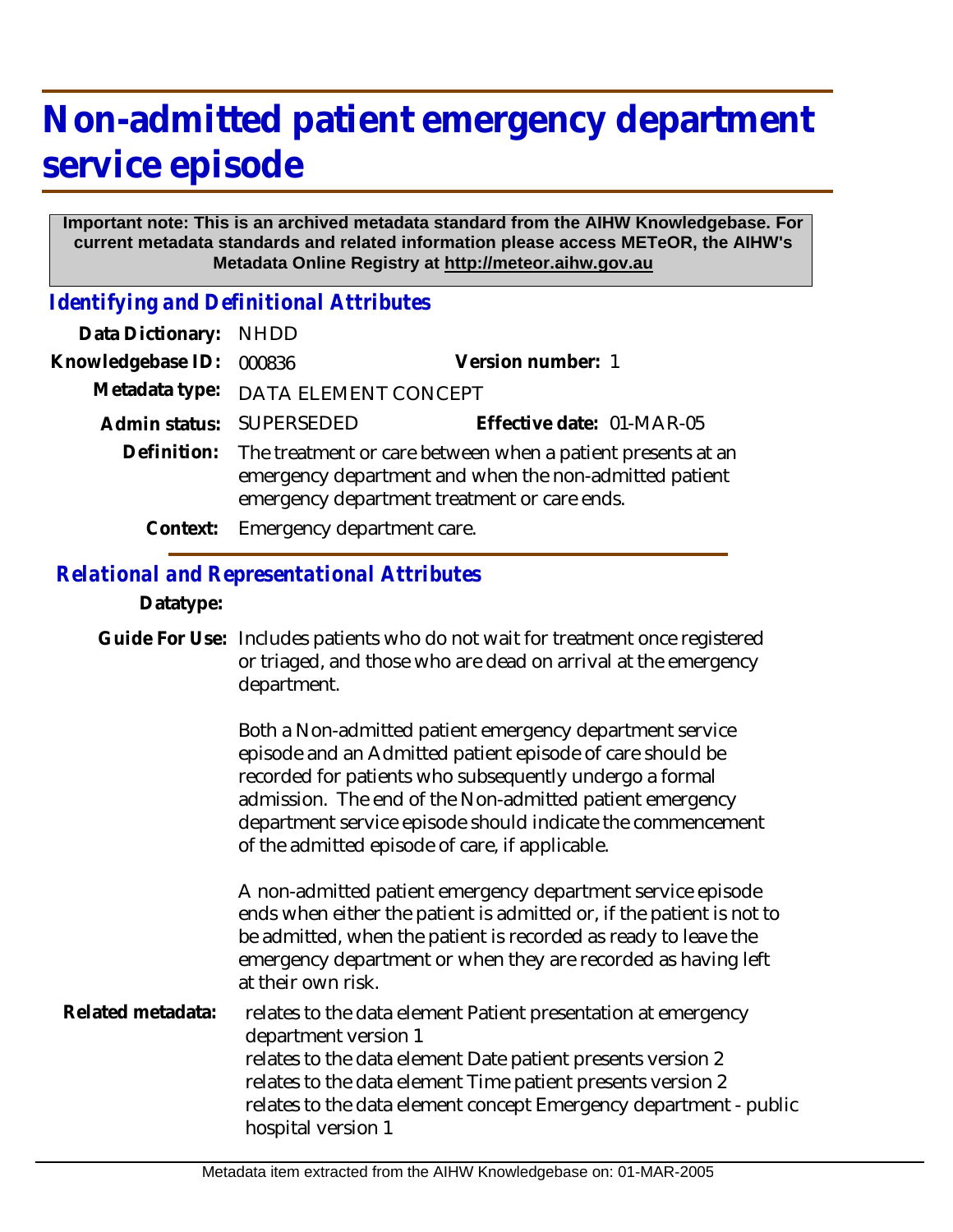# Non-admitted patient emergency department service episode

**Important note: This is an archived metadata standard from the AIHW Knowledgebase. For current metadata standards and related information please access METeOR, the AIHW's Metadata Online Registry at http://meteor.aihw.gov.au**

## *Identifying and Definitional Attributes*

**Data Dictionary:** NHDD

**Knowledgebase ID:** 000836 **Version number:** 1

**Metadata type:** DATA ELEMENT CONCEPT

**Admin status:** SUPERSEDED **Effective date:** 01-MAR-05

**Definition:** The treatment or care between when a patient presents at an emergency department and when the non-admitted patient emergency department treatment or care ends.

**Context:** Emergency department care.

## *Relational and Representational Attributes*

**Datatype:**

**Guide For Use:** Includes patients who do not wait for treatment once registered or triaged, and those who are dead on arrival at the emergency department.

Both a Non-admitted patient emergency department service episode and an Admitted patient episode of care should be recorded for patients who subsequently undergo a formal admission. The end of the Non-admitted patient emergency department service episode should indicate the commencement of the admitted episode of care, if applicable.

A non-admitted patient emergency department service episode ends when either the patient is admitted or, if the patient is not to be admitted, when the patient is recorded as ready to leave the emergency department or when they are recorded as having left at their own risk.

**Related metadata:** relates to the data element Patient presentation at emergency department version 1
relates to the data element Date patient presents version 2
relates to the data element Time patient presents version 2
relates to the data element concept Emergency department - public hospital version 1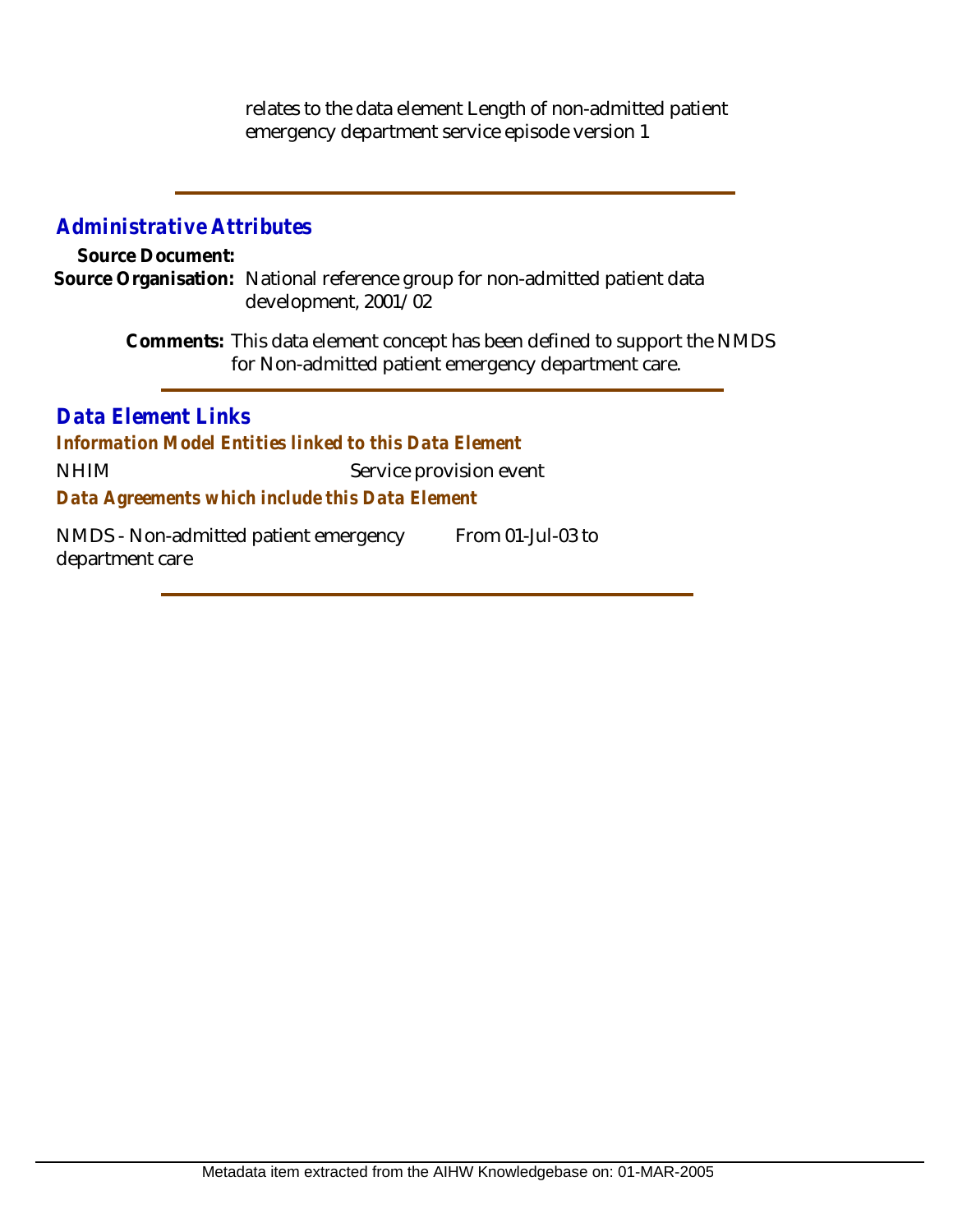relates to the data element Length of non-admitted patient emergency department service episode version 1

## Administrative Attributes

**Source Document:**

**Source Organisation:** National reference group for non-admitted patient data development, 2001/02

**Comments:** This data element concept has been defined to support the NMDS for Non-admitted patient emergency department care.

## Data Element Links

### *Information Model Entities linked to this Data Element*

| | |
|---|---|
| NHIM | Service provision event |

### *Data Agreements which include this Data Element*

| | |
|---|---|
| NMDS - Non-admitted patient emergency department care | From 01-Jul-03 to |